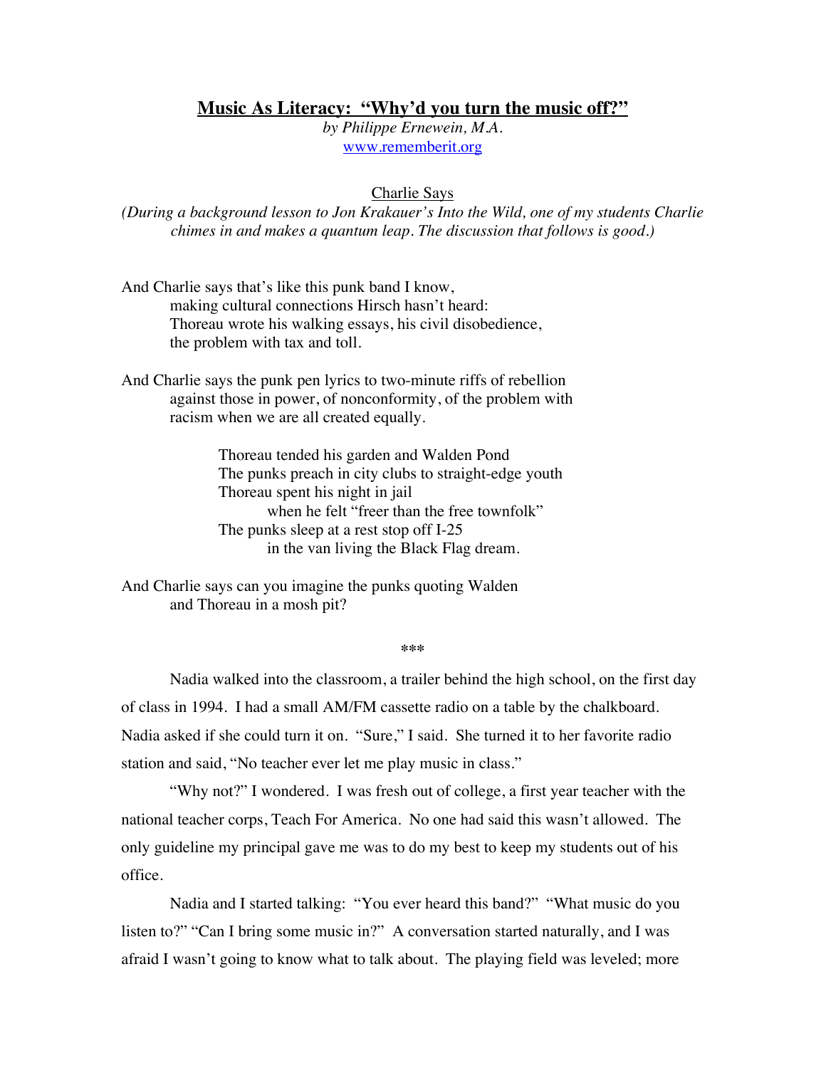# Music As Literacy: "Why'd you turn the music off?"

*by Philippe Ernewein, M.A.*
www.rememberit.org

## Charlie Says

*(During a background lesson to Jon Krakauer's Into the Wild, one of my students Charlie chimes in and makes a quantum leap. The discussion that follows is good.)*

And Charlie says that's like this punk band I know,
making cultural connections Hirsch hasn't heard:
Thoreau wrote his walking essays, his civil disobedience,
the problem with tax and toll.

And Charlie says the punk pen lyrics to two-minute riffs of rebellion
against those in power, of nonconformity, of the problem with
racism when we are all created equally.

Thoreau tended his garden and Walden Pond
The punks preach in city clubs to straight-edge youth
Thoreau spent his night in jail
when he felt "freer than the free townfolk"
The punks sleep at a rest stop off I-25
in the van living the Black Flag dream.

And Charlie says can you imagine the punks quoting Walden
and Thoreau in a mosh pit?

***

Nadia walked into the classroom, a trailer behind the high school, on the first day of class in 1994. I had a small AM/FM cassette radio on a table by the chalkboard. Nadia asked if she could turn it on. "Sure," I said. She turned it to her favorite radio station and said, "No teacher ever let me play music in class."

"Why not?" I wondered. I was fresh out of college, a first year teacher with the national teacher corps, Teach For America. No one had said this wasn't allowed. The only guideline my principal gave me was to do my best to keep my students out of his office.

Nadia and I started talking: "You ever heard this band?" "What music do you listen to?" "Can I bring some music in?" A conversation started naturally, and I was afraid I wasn't going to know what to talk about. The playing field was leveled; more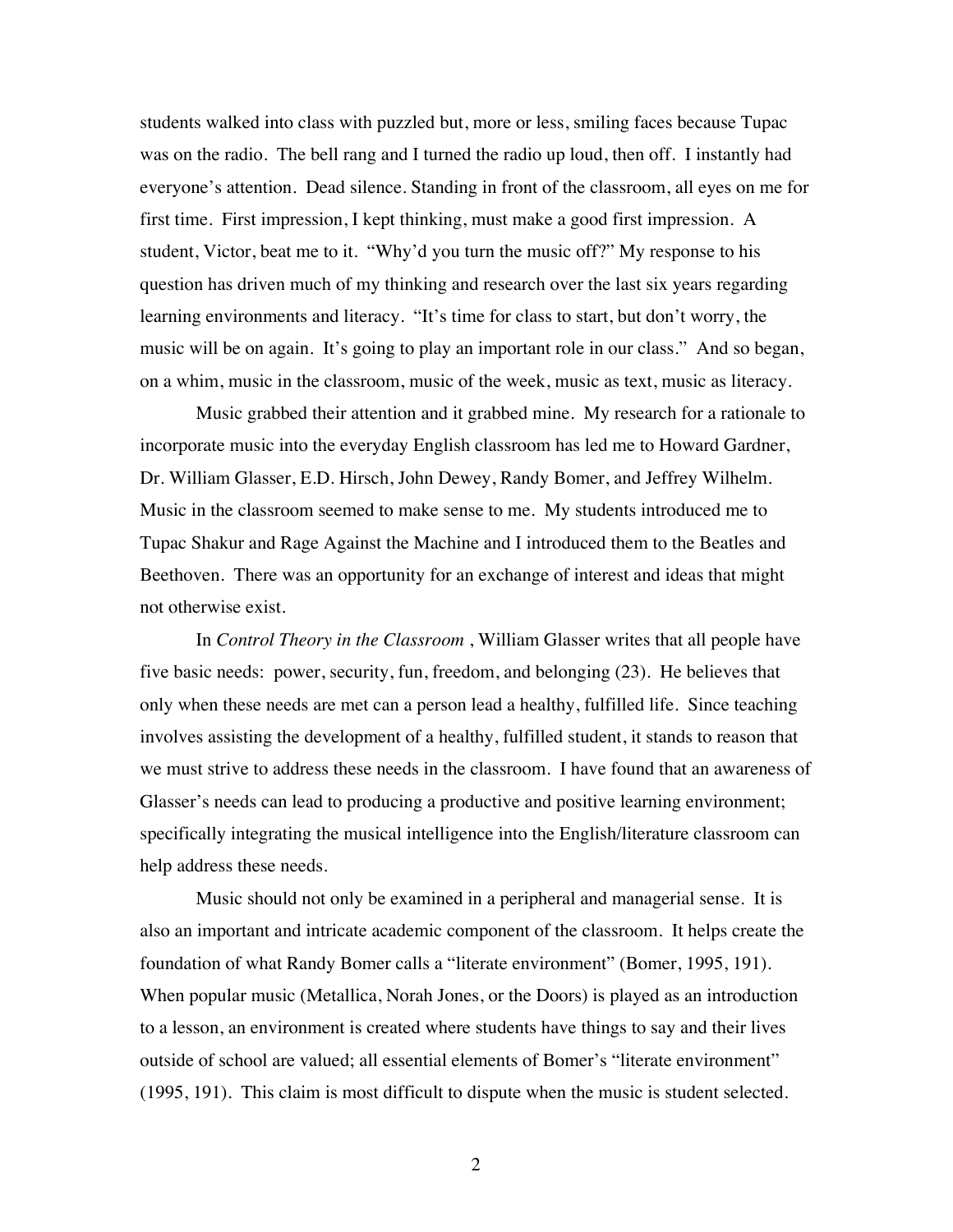students walked into class with puzzled but, more or less, smiling faces because Tupac was on the radio. The bell rang and I turned the radio up loud, then off. I instantly had everyone's attention. Dead silence. Standing in front of the classroom, all eyes on me for first time. First impression, I kept thinking, must make a good first impression. A student, Victor, beat me to it. "Why'd you turn the music off?" My response to his question has driven much of my thinking and research over the last six years regarding learning environments and literacy. "It's time for class to start, but don't worry, the music will be on again. It's going to play an important role in our class." And so began, on a whim, music in the classroom, music of the week, music as text, music as literacy.

Music grabbed their attention and it grabbed mine. My research for a rationale to incorporate music into the everyday English classroom has led me to Howard Gardner, Dr. William Glasser, E.D. Hirsch, John Dewey, Randy Bomer, and Jeffrey Wilhelm. Music in the classroom seemed to make sense to me. My students introduced me to Tupac Shakur and Rage Against the Machine and I introduced them to the Beatles and Beethoven. There was an opportunity for an exchange of interest and ideas that might not otherwise exist.

In *Control Theory in the Classroom* , William Glasser writes that all people have five basic needs: power, security, fun, freedom, and belonging (23). He believes that only when these needs are met can a person lead a healthy, fulfilled life. Since teaching involves assisting the development of a healthy, fulfilled student, it stands to reason that we must strive to address these needs in the classroom. I have found that an awareness of Glasser's needs can lead to producing a productive and positive learning environment; specifically integrating the musical intelligence into the English/literature classroom can help address these needs.

Music should not only be examined in a peripheral and managerial sense. It is also an important and intricate academic component of the classroom. It helps create the foundation of what Randy Bomer calls a "literate environment" (Bomer, 1995, 191). When popular music (Metallica, Norah Jones, or the Doors) is played as an introduction to a lesson, an environment is created where students have things to say and their lives outside of school are valued; all essential elements of Bomer's "literate environment" (1995, 191). This claim is most difficult to dispute when the music is student selected.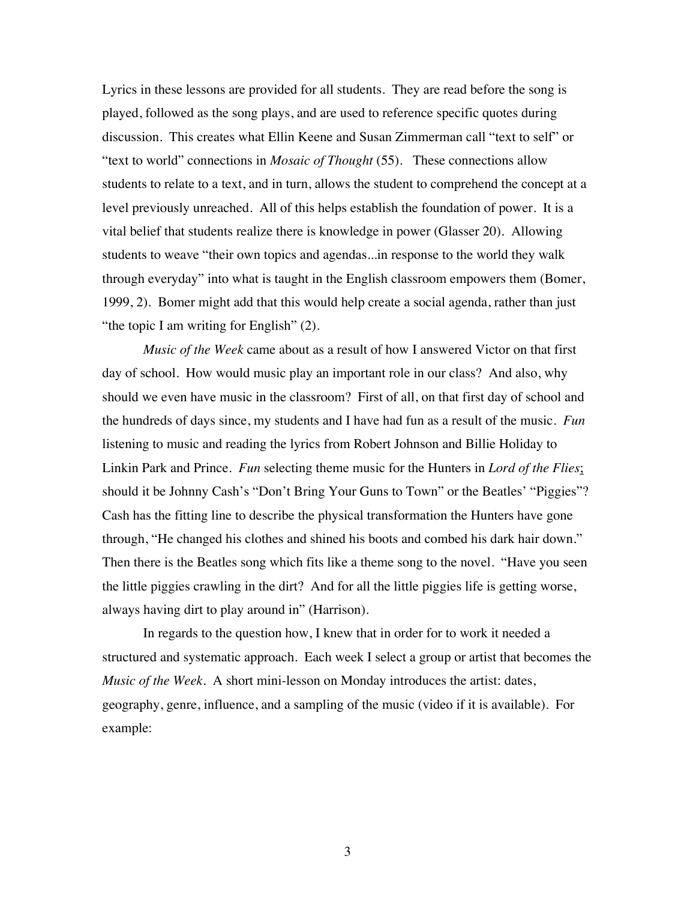Lyrics in these lessons are provided for all students. They are read before the song is played, followed as the song plays, and are used to reference specific quotes during discussion. This creates what Ellin Keene and Susan Zimmerman call "text to self" or "text to world" connections in *Mosaic of Thought* (55). These connections allow students to relate to a text, and in turn, allows the student to comprehend the concept at a level previously unreached. All of this helps establish the foundation of power. It is a vital belief that students realize there is knowledge in power (Glasser 20). Allowing students to weave "their own topics and agendas...in response to the world they walk through everyday" into what is taught in the English classroom empowers them (Bomer, 1999, 2). Bomer might add that this would help create a social agenda, rather than just "the topic I am writing for English" (2).

*Music of the Week* came about as a result of how I answered Victor on that first day of school. How would music play an important role in our class? And also, why should we even have music in the classroom? First of all, on that first day of school and the hundreds of days since, my students and I have had fun as a result of the music. *Fun* listening to music and reading the lyrics from Robert Johnson and Billie Holiday to Linkin Park and Prince. *Fun* selecting theme music for the Hunters in *Lord of the Flies*; should it be Johnny Cash's "Don't Bring Your Guns to Town" or the Beatles' "Piggies"? Cash has the fitting line to describe the physical transformation the Hunters have gone through, "He changed his clothes and shined his boots and combed his dark hair down." Then there is the Beatles song which fits like a theme song to the novel. "Have you seen the little piggies crawling in the dirt? And for all the little piggies life is getting worse, always having dirt to play around in" (Harrison).

In regards to the question how, I knew that in order for to work it needed a structured and systematic approach. Each week I select a group or artist that becomes the *Music of the Week*. A short mini-lesson on Monday introduces the artist: dates, geography, genre, influence, and a sampling of the music (video if it is available). For example: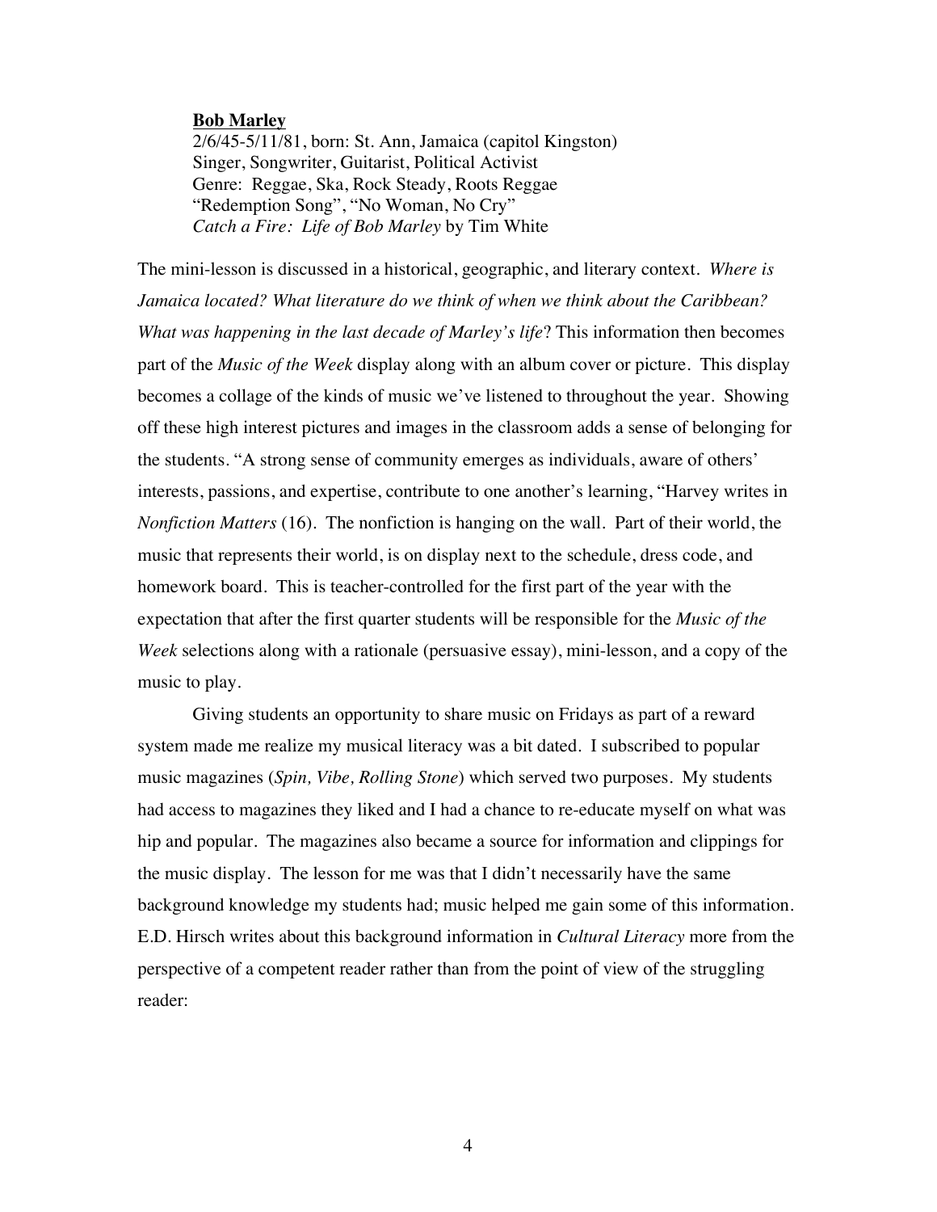**Bob Marley**
2/6/45-5/11/81, born: St. Ann, Jamaica (capitol Kingston)
Singer, Songwriter, Guitarist, Political Activist
Genre: Reggae, Ska, Rock Steady, Roots Reggae
"Redemption Song", "No Woman, No Cry"
*Catch a Fire: Life of Bob Marley* by Tim White

The mini-lesson is discussed in a historical, geographic, and literary context. *Where is Jamaica located? What literature do we think of when we think about the Caribbean? What was happening in the last decade of Marley's life*? This information then becomes part of the *Music of the Week* display along with an album cover or picture. This display becomes a collage of the kinds of music we've listened to throughout the year. Showing off these high interest pictures and images in the classroom adds a sense of belonging for the students. "A strong sense of community emerges as individuals, aware of others' interests, passions, and expertise, contribute to one another's learning, "Harvey writes in *Nonfiction Matters* (16). The nonfiction is hanging on the wall. Part of their world, the music that represents their world, is on display next to the schedule, dress code, and homework board. This is teacher-controlled for the first part of the year with the expectation that after the first quarter students will be responsible for the *Music of the Week* selections along with a rationale (persuasive essay), mini-lesson, and a copy of the music to play.

Giving students an opportunity to share music on Fridays as part of a reward system made me realize my musical literacy was a bit dated. I subscribed to popular music magazines (*Spin, Vibe, Rolling Stone*) which served two purposes. My students had access to magazines they liked and I had a chance to re-educate myself on what was hip and popular. The magazines also became a source for information and clippings for the music display. The lesson for me was that I didn't necessarily have the same background knowledge my students had; music helped me gain some of this information. E.D. Hirsch writes about this background information in *Cultural Literacy* more from the perspective of a competent reader rather than from the point of view of the struggling reader: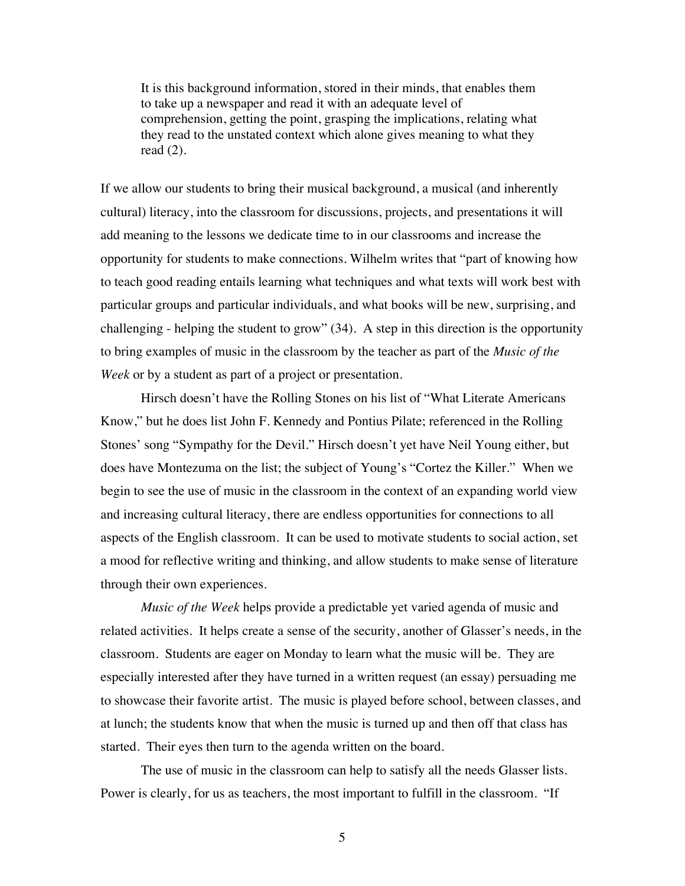> It is this background information, stored in their minds, that enables them to take up a newspaper and read it with an adequate level of comprehension, getting the point, grasping the implications, relating what they read to the unstated context which alone gives meaning to what they read (2).

If we allow our students to bring their musical background, a musical (and inherently cultural) literacy, into the classroom for discussions, projects, and presentations it will add meaning to the lessons we dedicate time to in our classrooms and increase the opportunity for students to make connections. Wilhelm writes that "part of knowing how to teach good reading entails learning what techniques and what texts will work best with particular groups and particular individuals, and what books will be new, surprising, and challenging - helping the student to grow" (34). A step in this direction is the opportunity to bring examples of music in the classroom by the teacher as part of the *Music of the Week* or by a student as part of a project or presentation.

Hirsch doesn't have the Rolling Stones on his list of "What Literate Americans Know," but he does list John F. Kennedy and Pontius Pilate; referenced in the Rolling Stones' song "Sympathy for the Devil." Hirsch doesn't yet have Neil Young either, but does have Montezuma on the list; the subject of Young's "Cortez the Killer." When we begin to see the use of music in the classroom in the context of an expanding world view and increasing cultural literacy, there are endless opportunities for connections to all aspects of the English classroom. It can be used to motivate students to social action, set a mood for reflective writing and thinking, and allow students to make sense of literature through their own experiences.

*Music of the Week* helps provide a predictable yet varied agenda of music and related activities. It helps create a sense of the security, another of Glasser's needs, in the classroom. Students are eager on Monday to learn what the music will be. They are especially interested after they have turned in a written request (an essay) persuading me to showcase their favorite artist. The music is played before school, between classes, and at lunch; the students know that when the music is turned up and then off that class has started. Their eyes then turn to the agenda written on the board.

The use of music in the classroom can help to satisfy all the needs Glasser lists. Power is clearly, for us as teachers, the most important to fulfill in the classroom. "If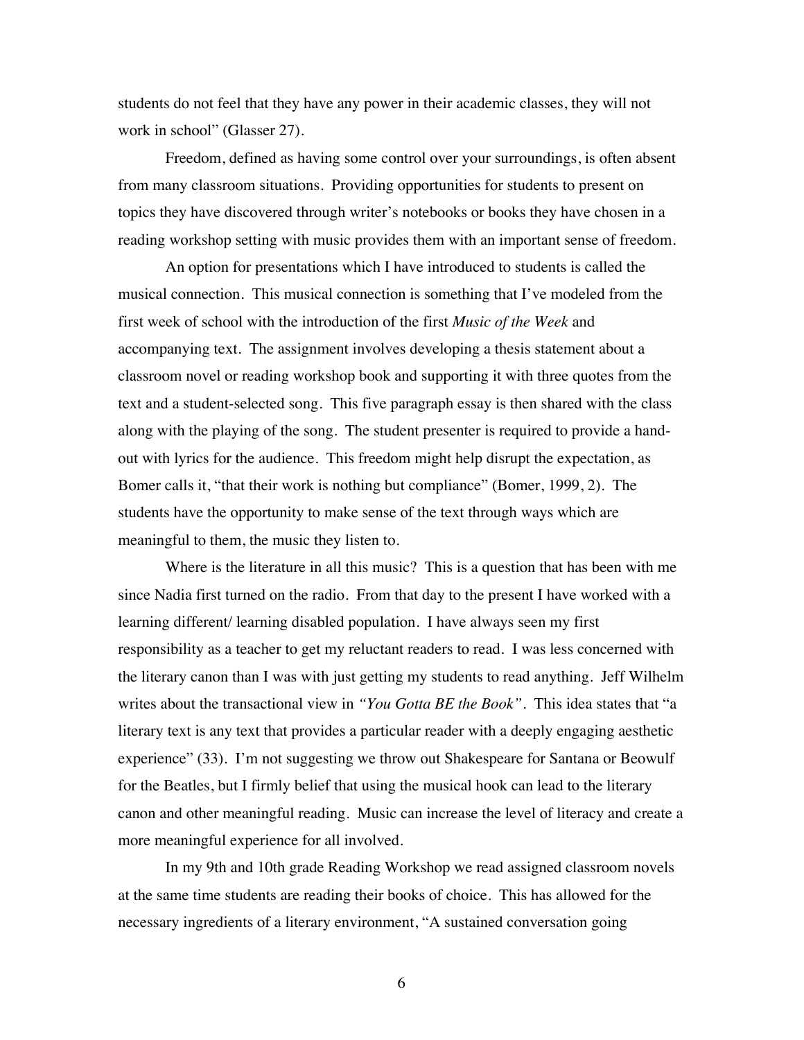students do not feel that they have any power in their academic classes, they will not work in school" (Glasser 27).

Freedom, defined as having some control over your surroundings, is often absent from many classroom situations. Providing opportunities for students to present on topics they have discovered through writer's notebooks or books they have chosen in a reading workshop setting with music provides them with an important sense of freedom.

An option for presentations which I have introduced to students is called the musical connection. This musical connection is something that I've modeled from the first week of school with the introduction of the first *Music of the Week* and accompanying text. The assignment involves developing a thesis statement about a classroom novel or reading workshop book and supporting it with three quotes from the text and a student-selected song. This five paragraph essay is then shared with the class along with the playing of the song. The student presenter is required to provide a hand-out with lyrics for the audience. This freedom might help disrupt the expectation, as Bomer calls it, "that their work is nothing but compliance" (Bomer, 1999, 2). The students have the opportunity to make sense of the text through ways which are meaningful to them, the music they listen to.

Where is the literature in all this music? This is a question that has been with me since Nadia first turned on the radio. From that day to the present I have worked with a learning different/ learning disabled population. I have always seen my first responsibility as a teacher to get my reluctant readers to read. I was less concerned with the literary canon than I was with just getting my students to read anything. Jeff Wilhelm writes about the transactional view in *"You Gotta BE the Book"*. This idea states that "a literary text is any text that provides a particular reader with a deeply engaging aesthetic experience" (33). I'm not suggesting we throw out Shakespeare for Santana or Beowulf for the Beatles, but I firmly belief that using the musical hook can lead to the literary canon and other meaningful reading. Music can increase the level of literacy and create a more meaningful experience for all involved.

In my 9th and 10th grade Reading Workshop we read assigned classroom novels at the same time students are reading their books of choice. This has allowed for the necessary ingredients of a literary environment, "A sustained conversation going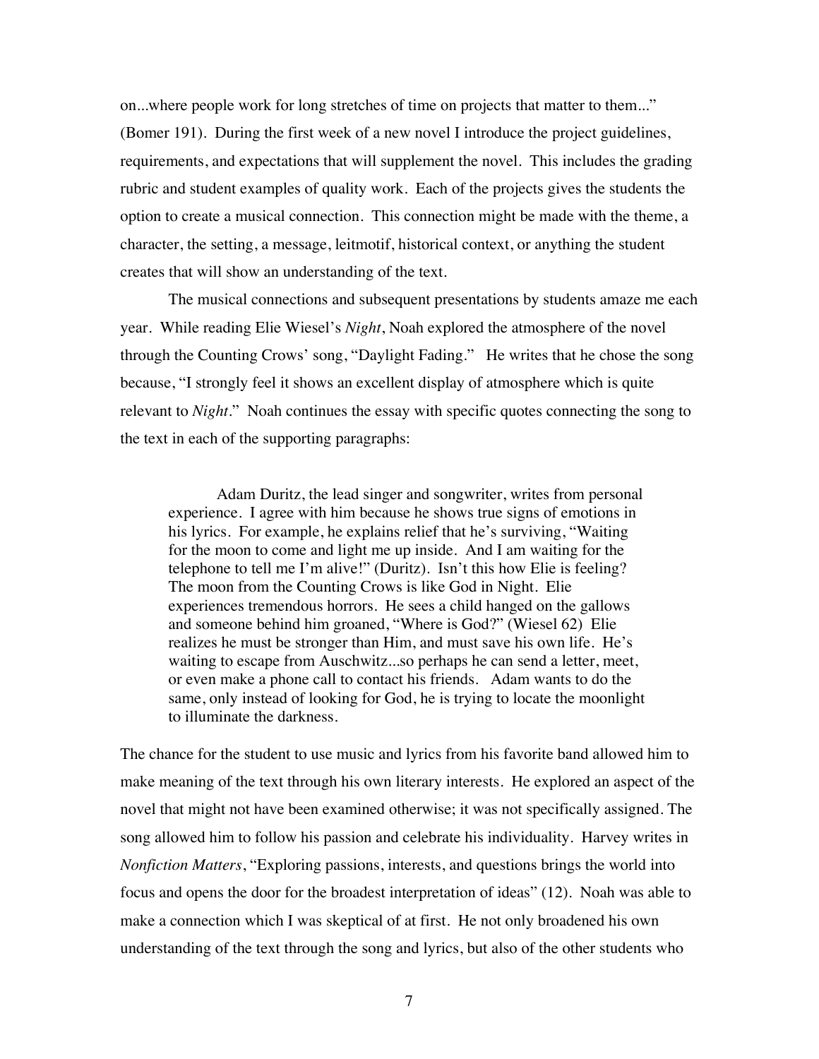on...where people work for long stretches of time on projects that matter to them..." (Bomer 191). During the first week of a new novel I introduce the project guidelines, requirements, and expectations that will supplement the novel. This includes the grading rubric and student examples of quality work. Each of the projects gives the students the option to create a musical connection. This connection might be made with the theme, a character, the setting, a message, leitmotif, historical context, or anything the student creates that will show an understanding of the text.

The musical connections and subsequent presentations by students amaze me each year. While reading Elie Wiesel's *Night*, Noah explored the atmosphere of the novel through the Counting Crows' song, "Daylight Fading." He writes that he chose the song because, "I strongly feel it shows an excellent display of atmosphere which is quite relevant to *Night*." Noah continues the essay with specific quotes connecting the song to the text in each of the supporting paragraphs:

> Adam Duritz, the lead singer and songwriter, writes from personal experience. I agree with him because he shows true signs of emotions in his lyrics. For example, he explains relief that he's surviving, "Waiting for the moon to come and light me up inside. And I am waiting for the telephone to tell me I'm alive!" (Duritz). Isn't this how Elie is feeling? The moon from the Counting Crows is like God in Night. Elie experiences tremendous horrors. He sees a child hanged on the gallows and someone behind him groaned, "Where is God?" (Wiesel 62) Elie realizes he must be stronger than Him, and must save his own life. He's waiting to escape from Auschwitz...so perhaps he can send a letter, meet, or even make a phone call to contact his friends. Adam wants to do the same, only instead of looking for God, he is trying to locate the moonlight to illuminate the darkness.

The chance for the student to use music and lyrics from his favorite band allowed him to make meaning of the text through his own literary interests. He explored an aspect of the novel that might not have been examined otherwise; it was not specifically assigned. The song allowed him to follow his passion and celebrate his individuality. Harvey writes in *Nonfiction Matters*, "Exploring passions, interests, and questions brings the world into focus and opens the door for the broadest interpretation of ideas" (12). Noah was able to make a connection which I was skeptical of at first. He not only broadened his own understanding of the text through the song and lyrics, but also of the other students who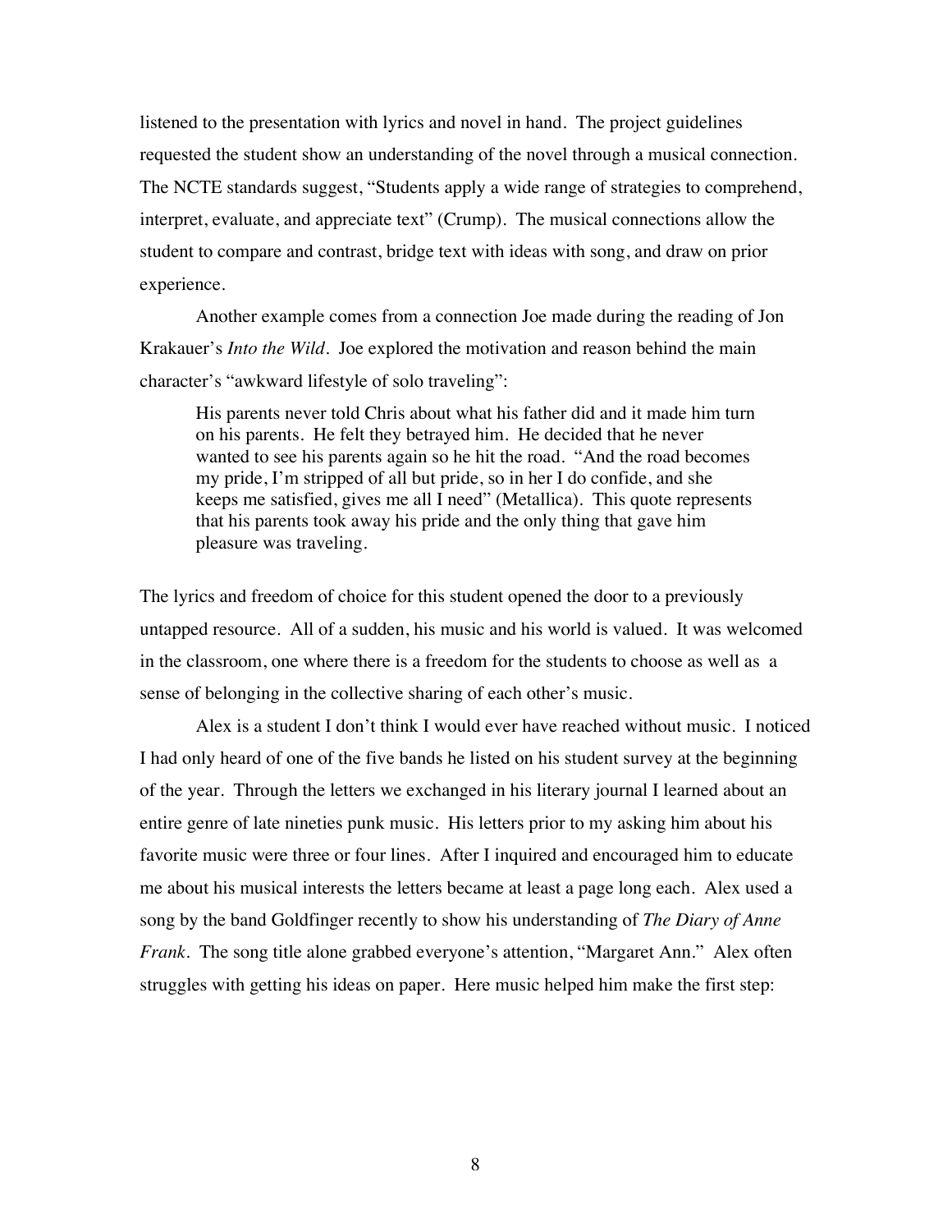listened to the presentation with lyrics and novel in hand. The project guidelines requested the student show an understanding of the novel through a musical connection. The NCTE standards suggest, "Students apply a wide range of strategies to comprehend, interpret, evaluate, and appreciate text" (Crump). The musical connections allow the student to compare and contrast, bridge text with ideas with song, and draw on prior experience.

Another example comes from a connection Joe made during the reading of Jon Krakauer's *Into the Wild*. Joe explored the motivation and reason behind the main character's "awkward lifestyle of solo traveling":

> His parents never told Chris about what his father did and it made him turn on his parents. He felt they betrayed him. He decided that he never wanted to see his parents again so he hit the road. "And the road becomes my pride, I'm stripped of all but pride, so in her I do confide, and she keeps me satisfied, gives me all I need" (Metallica). This quote represents that his parents took away his pride and the only thing that gave him pleasure was traveling.

The lyrics and freedom of choice for this student opened the door to a previously untapped resource. All of a sudden, his music and his world is valued. It was welcomed in the classroom, one where there is a freedom for the students to choose as well as a sense of belonging in the collective sharing of each other's music.

Alex is a student I don't think I would ever have reached without music. I noticed I had only heard of one of the five bands he listed on his student survey at the beginning of the year. Through the letters we exchanged in his literary journal I learned about an entire genre of late nineties punk music. His letters prior to my asking him about his favorite music were three or four lines. After I inquired and encouraged him to educate me about his musical interests the letters became at least a page long each. Alex used a song by the band Goldfinger recently to show his understanding of *The Diary of Anne Frank*. The song title alone grabbed everyone's attention, "Margaret Ann." Alex often struggles with getting his ideas on paper. Here music helped him make the first step: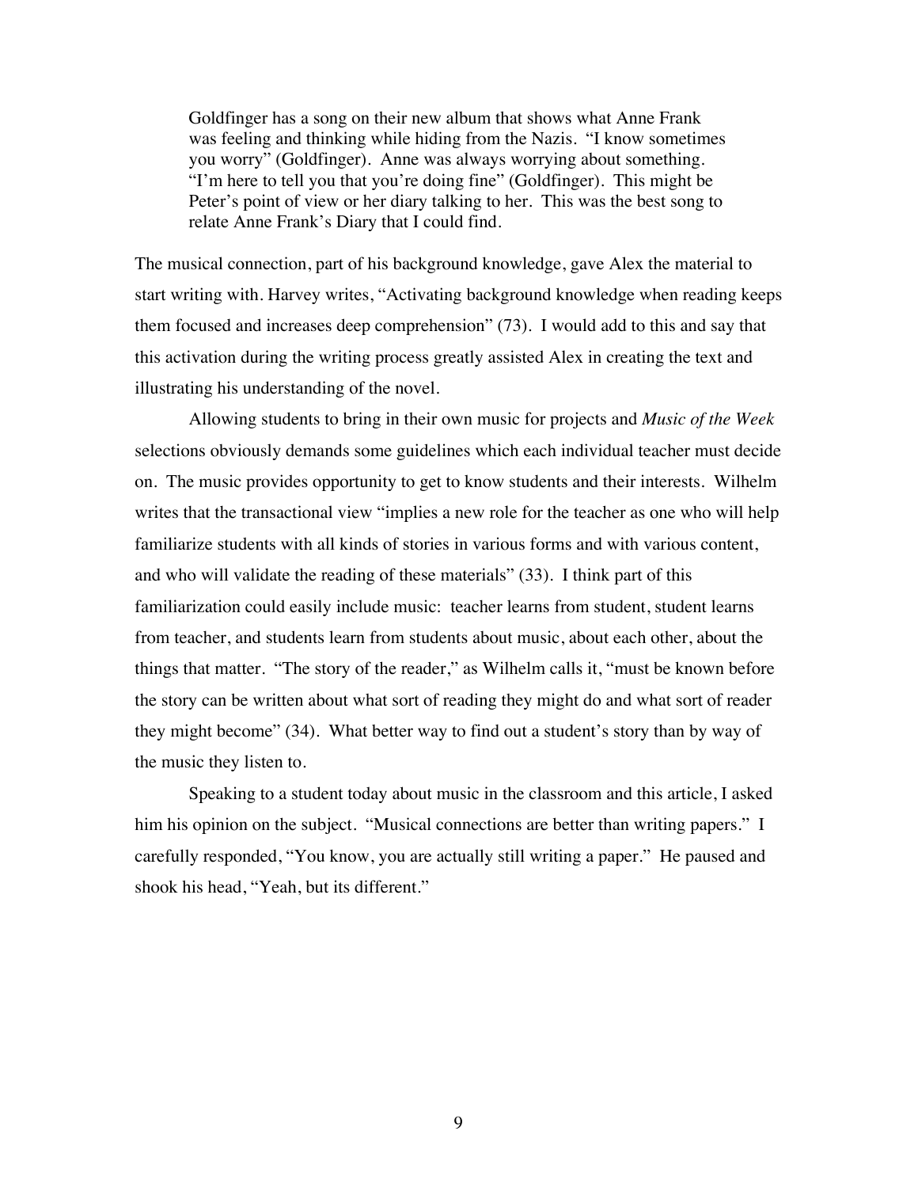> Goldfinger has a song on their new album that shows what Anne Frank was feeling and thinking while hiding from the Nazis. "I know sometimes you worry" (Goldfinger). Anne was always worrying about something. "I'm here to tell you that you're doing fine" (Goldfinger). This might be Peter's point of view or her diary talking to her. This was the best song to relate Anne Frank's Diary that I could find.

The musical connection, part of his background knowledge, gave Alex the material to start writing with. Harvey writes, "Activating background knowledge when reading keeps them focused and increases deep comprehension" (73). I would add to this and say that this activation during the writing process greatly assisted Alex in creating the text and illustrating his understanding of the novel.

Allowing students to bring in their own music for projects and *Music of the Week* selections obviously demands some guidelines which each individual teacher must decide on. The music provides opportunity to get to know students and their interests. Wilhelm writes that the transactional view "implies a new role for the teacher as one who will help familiarize students with all kinds of stories in various forms and with various content, and who will validate the reading of these materials" (33). I think part of this familiarization could easily include music: teacher learns from student, student learns from teacher, and students learn from students about music, about each other, about the things that matter. "The story of the reader," as Wilhelm calls it, "must be known before the story can be written about what sort of reading they might do and what sort of reader they might become" (34). What better way to find out a student's story than by way of the music they listen to.

Speaking to a student today about music in the classroom and this article, I asked him his opinion on the subject. "Musical connections are better than writing papers." I carefully responded, "You know, you are actually still writing a paper." He paused and shook his head, "Yeah, but its different."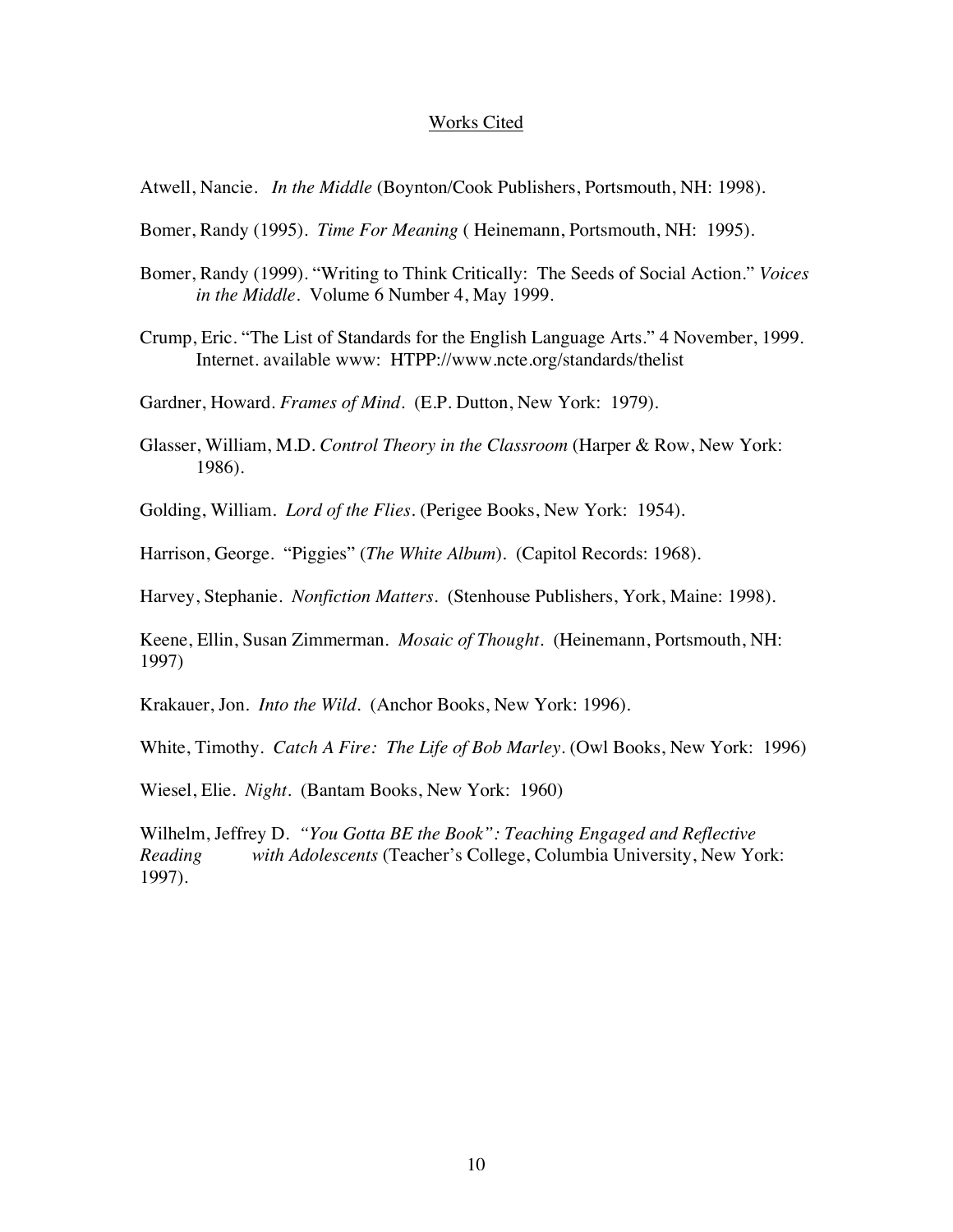Works Cited

Atwell, Nancie. *In the Middle* (Boynton/Cook Publishers, Portsmouth, NH: 1998).

Bomer, Randy (1995). *Time For Meaning* ( Heinemann, Portsmouth, NH: 1995).

Bomer, Randy (1999). "Writing to Think Critically: The Seeds of Social Action." *Voices in the Middle*. Volume 6 Number 4, May 1999.

Crump, Eric. "The List of Standards for the English Language Arts." 4 November, 1999. Internet. available www: HTPP://www.ncte.org/standards/thelist

Gardner, Howard. *Frames of Mind*. (E.P. Dutton, New York: 1979).

Glasser, William, M.D. *Control Theory in the Classroom* (Harper & Row, New York: 1986).

Golding, William. *Lord of the Flies*. (Perigee Books, New York: 1954).

Harrison, George. "Piggies" (*The White Album*). (Capitol Records: 1968).

Harvey, Stephanie. *Nonfiction Matters*. (Stenhouse Publishers, York, Maine: 1998).

Keene, Ellin, Susan Zimmerman. *Mosaic of Thought*. (Heinemann, Portsmouth, NH: 1997)

Krakauer, Jon. *Into the Wild*. (Anchor Books, New York: 1996).

White, Timothy. *Catch A Fire: The Life of Bob Marley*. (Owl Books, New York: 1996)

Wiesel, Elie. *Night*. (Bantam Books, New York: 1960)

Wilhelm, Jeffrey D. *"You Gotta BE the Book": Teaching Engaged and Reflective Reading with Adolescents* (Teacher's College, Columbia University, New York: 1997).